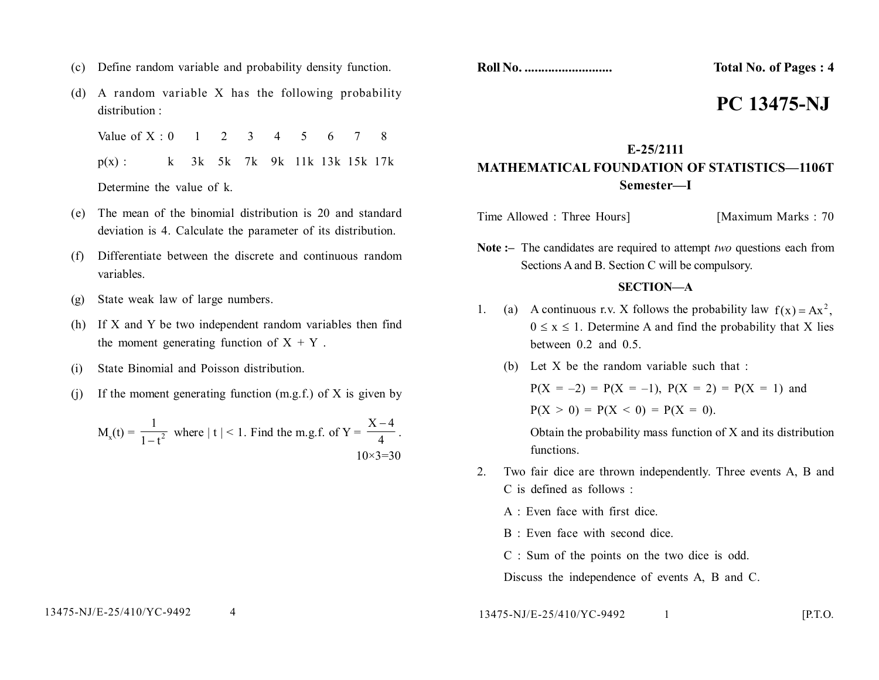**Roll No. ........................** **Total No. of Pages : 4**

# PC 13475-NJ

## E-25/2111
## MATHEMATICAL FOUNDATION OF STATISTICS—1106T
## Semester—I

Time Allowed : Three Hours] [Maximum Marks : 70

**Note :–** The candidates are required to attempt *two* questions each from Sections A and B. Section C will be compulsory.

### SECTION—A

1. (a) A continuous r.v. X follows the probability law $f(x) = Ax^2$, $0 \leq x \leq 1$. Determine A and find the probability that X lies between 0.2 and 0.5.

   (b) Let X be the random variable such that :

   $P(X = -2) = P(X = -1)$, $P(X = 2) = P(X = 1)$ and

   $P(X > 0) = P(X < 0) = P(X = 0)$.

   Obtain the probability mass function of X and its distribution functions.

2. Two fair dice are thrown independently. Three events A, B and C is defined as follows :

   A : Even face with first dice.

   B : Even face with second dice.

   C : Sum of the points on the two dice is odd.

   Discuss the independence of events A, B and C.

---

(c) Define random variable and probability density function.

(d) A random variable X has the following probability distribution :

| Value of X : | 0 | 1 | 2 | 3 | 4 | 5 | 6 | 7 | 8 |
|---|---|---|---|---|---|---|---|---|---|
| p(x) : | k | 3k | 5k | 7k | 9k | 11k | 13k | 15k | 17k |

Determine the value of k.

(e) The mean of the binomial distribution is 20 and standard deviation is 4. Calculate the parameter of its distribution.

(f) Differentiate between the discrete and continuous random variables.

(g) State weak law of large numbers.

(h) If X and Y be two independent random variables then find the moment generating function of X + Y .

(i) State Binomial and Poisson distribution.

(j) If the moment generating function (m.g.f.) of X is given by

$$M_x(t) = \frac{1}{1-t^2}$$ where $|t| < 1$. Find the m.g.f. of $Y = \frac{X-4}{4}$.

10×3=30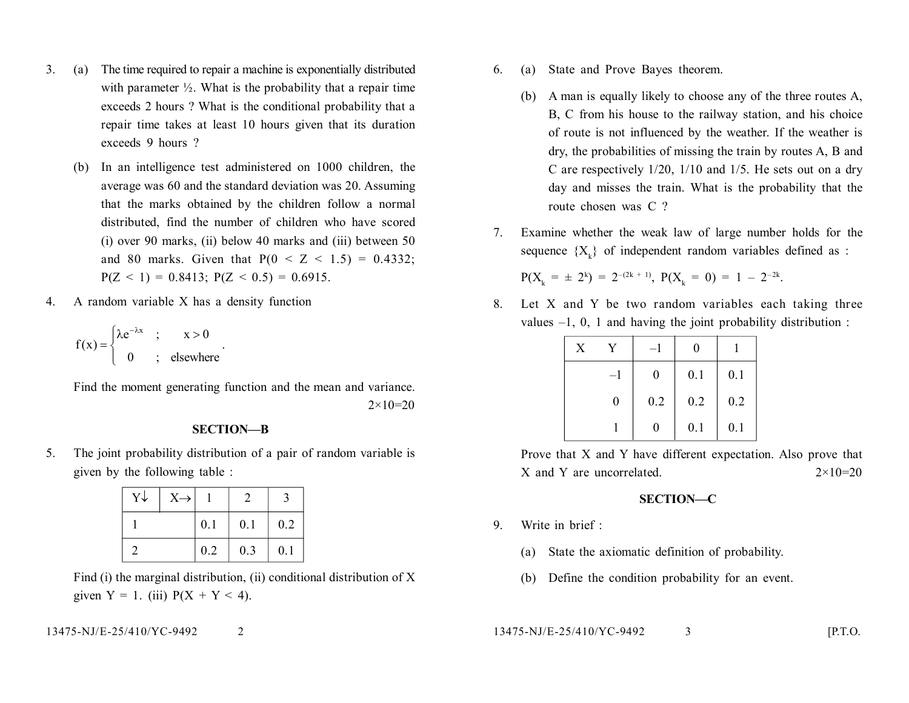3. (a) The time required to repair a machine is exponentially distributed with parameter ½. What is the probability that a repair time exceeds 2 hours ? What is the conditional probability that a repair time takes at least 10 hours given that its duration exceeds 9 hours ?

   (b) In an intelligence test administered on 1000 children, the average was 60 and the standard deviation was 20. Assuming that the marks obtained by the children follow a normal distributed, find the number of children who have scored (i) over 90 marks, (ii) below 40 marks and (iii) between 50 and 80 marks. Given that $P(0 < Z < 1.5) = 0.4332$; $P(Z < 1) = 0.8413$; $P(Z < 0.5) = 0.6915$.

4. A random variable X has a density function

$$f(x) = \begin{cases} \lambda e^{-\lambda x} & ; \quad x > 0 \\ 0 & ; \quad \text{elsewhere} \end{cases}.$$

Find the moment generating function and the mean and variance.

2×10=20

## SECTION—B

5. The joint probability distribution of a pair of random variable is given by the following table :

| Y↓ X→ | 1 | 2 | 3 |
|---|---|---|---|
| 1 | 0.1 | 0.1 | 0.2 |
| 2 | 0.2 | 0.3 | 0.1 |

Find (i) the marginal distribution, (ii) conditional distribution of X given Y = 1. (iii) $P(X + Y < 4)$.

6. (a) State and Prove Bayes theorem.

   (b) A man is equally likely to choose any of the three routes A, B, C from his house to the railway station, and his choice of route is not influenced by the weather. If the weather is dry, the probabilities of missing the train by routes A, B and C are respectively 1/20, 1/10 and 1/5. He sets out on a dry day and misses the train. What is the probability that the route chosen was C ?

7. Examine whether the weak law of large number holds for the sequence $\{X_k\}$ of independent random variables defined as :

$$P(X_k = \pm 2^k) = 2^{-(2k+1)}, \; P(X_k = 0) = 1 - 2^{-2k}.$$

8. Let X and Y be two random variables each taking three values –1, 0, 1 and having the joint probability distribution :

| X \ Y | –1 | 0 | 1 |
|---|---|---|---|
| –1 | 0 | 0.1 | 0.1 |
| 0 | 0.2 | 0.2 | 0.2 |
| 1 | 0 | 0.1 | 0.1 |

Prove that X and Y have different expectation. Also prove that X and Y are uncorrelated.

2×10=20

## SECTION—C

9. Write in brief :

   (a) State the axiomatic definition of probability.

   (b) Define the condition probability for an event.